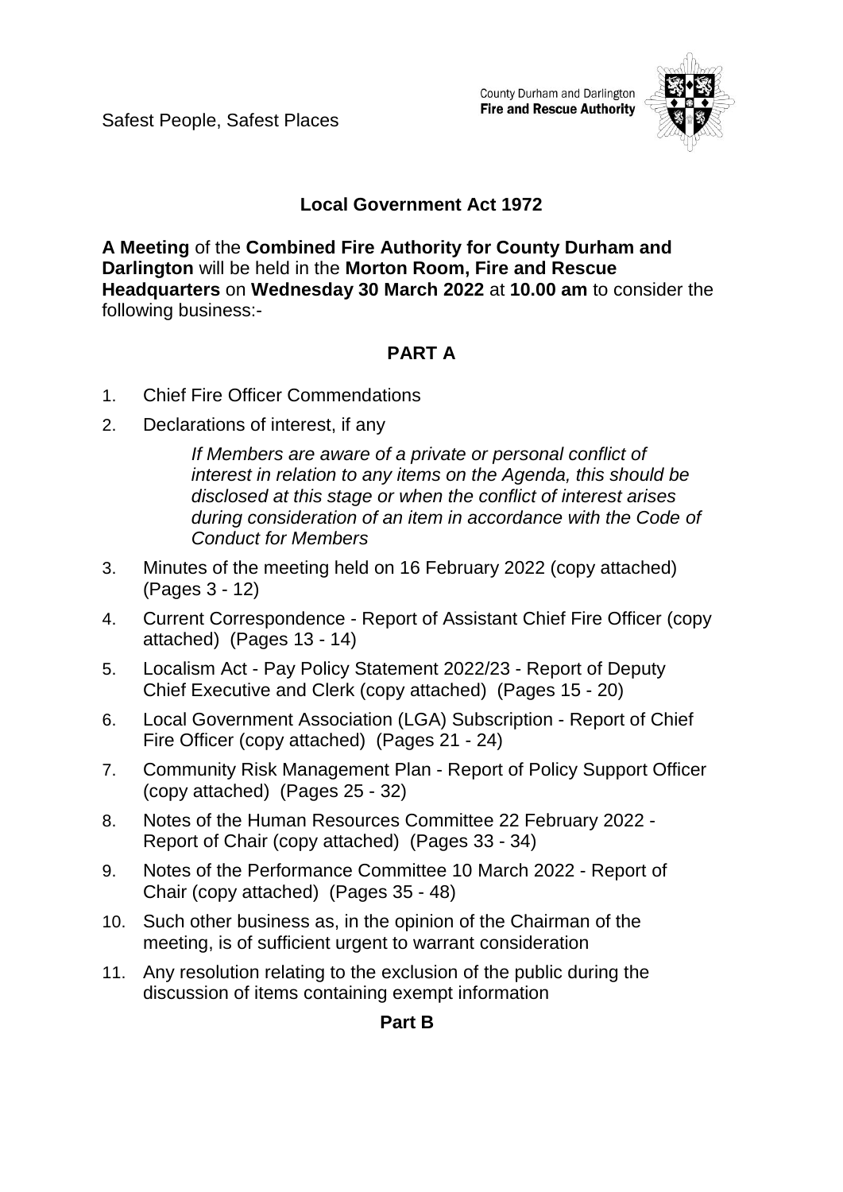Safest People, Safest Places

County Durham and Darlington
**Fire and Rescue Authority**

## Local Government Act 1972

**A Meeting** of the **Combined Fire Authority for County Durham and Darlington** will be held in the **Morton Room, Fire and Rescue Headquarters** on **Wednesday 30 March 2022** at **10.00 am** to consider the following business:-

## PART A

1. Chief Fire Officer Commendations
2. Declarations of interest, if any

   *If Members are aware of a private or personal conflict of interest in relation to any items on the Agenda, this should be disclosed at this stage or when the conflict of interest arises during consideration of an item in accordance with the Code of Conduct for Members*

3. Minutes of the meeting held on 16 February 2022 (copy attached) (Pages 3 - 12)
4. Current Correspondence - Report of Assistant Chief Fire Officer (copy attached) (Pages 13 - 14)
5. Localism Act - Pay Policy Statement 2022/23 - Report of Deputy Chief Executive and Clerk (copy attached) (Pages 15 - 20)
6. Local Government Association (LGA) Subscription - Report of Chief Fire Officer (copy attached) (Pages 21 - 24)
7. Community Risk Management Plan - Report of Policy Support Officer (copy attached) (Pages 25 - 32)
8. Notes of the Human Resources Committee 22 February 2022 - Report of Chair (copy attached) (Pages 33 - 34)
9. Notes of the Performance Committee 10 March 2022 - Report of Chair (copy attached) (Pages 35 - 48)
10. Such other business as, in the opinion of the Chairman of the meeting, is of sufficient urgent to warrant consideration
11. Any resolution relating to the exclusion of the public during the discussion of items containing exempt information

## Part B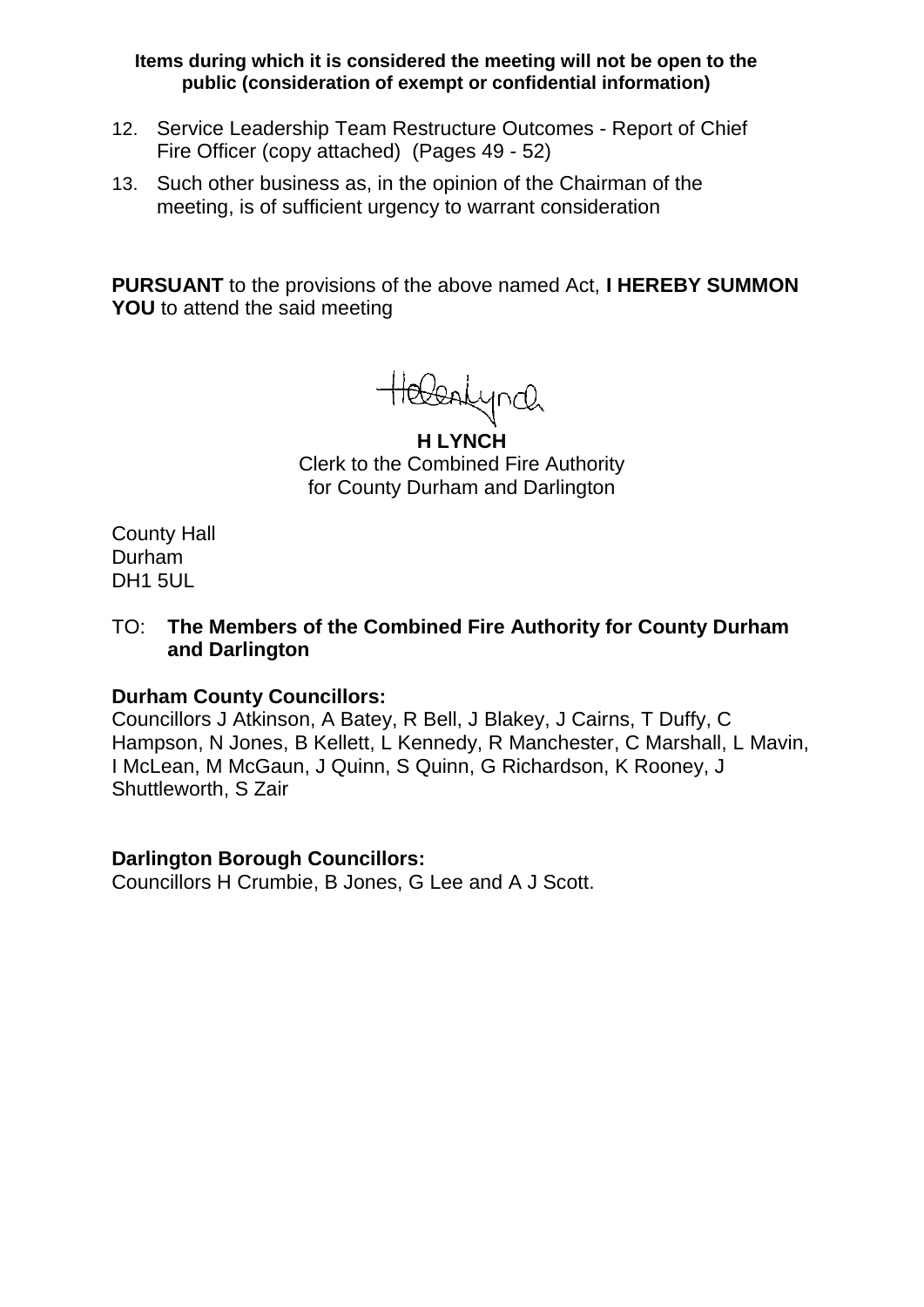**Items during which it is considered the meeting will not be open to the public (consideration of exempt or confidential information)**

12. Service Leadership Team Restructure Outcomes - Report of Chief Fire Officer (copy attached) (Pages 49 - 52)
13. Such other business as, in the opinion of the Chairman of the meeting, is of sufficient urgency to warrant consideration

**PURSUANT** to the provisions of the above named Act, **I HEREBY SUMMON YOU** to attend the said meeting

**H LYNCH**
Clerk to the Combined Fire Authority
for County Durham and Darlington

County Hall
Durham
DH1 5UL

TO: **The Members of the Combined Fire Authority for County Durham and Darlington**

**Durham County Councillors:**
Councillors J Atkinson, A Batey, R Bell, J Blakey, J Cairns, T Duffy, C Hampson, N Jones, B Kellett, L Kennedy, R Manchester, C Marshall, L Mavin, I McLean, M McGaun, J Quinn, S Quinn, G Richardson, K Rooney, J Shuttleworth, S Zair

**Darlington Borough Councillors:**
Councillors H Crumbie, B Jones, G Lee and A J Scott.